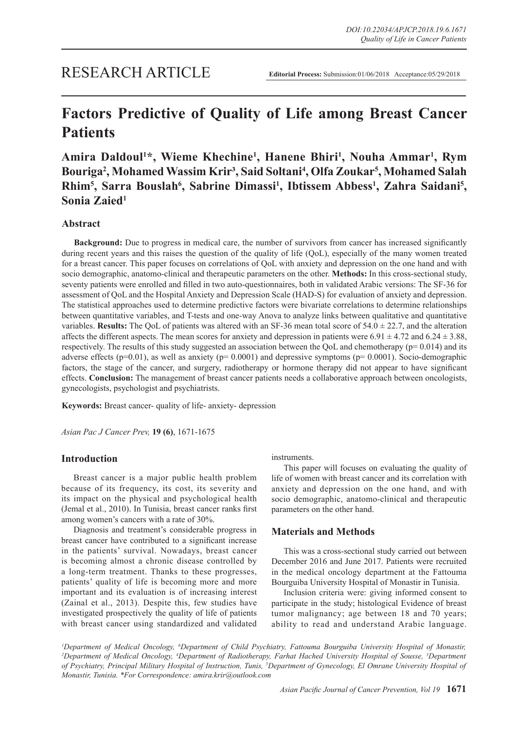RESEARCH ARTICLE

**Editorial Process:** Submission:01/06/2018 Acceptance:05/29/2018

# Factors Predictive of Quality of Life among Breast Cancer Patients

**Amira Daldoul[1]*, Wieme Khechine[1], Hanene Bhiri[1], Nouha Ammar[1], Rym Bouriga[2], Mohamed Wassim Krir[3], Said Soltani[4], Olfa Zoukar[5], Mohamed Salah Rhim[5], Sarra Bouslah[6], Sabrine Dimassi[1], Ibtissem Abbess[1], Zahra Saidani[5], Sonia Zaied[1]**

## Abstract

**Background:** Due to progress in medical care, the number of survivors from cancer has increased significantly during recent years and this raises the question of the quality of life (QoL), especially of the many women treated for a breast cancer. This paper focuses on correlations of QoL with anxiety and depression on the one hand and with socio demographic, anatomo-clinical and therapeutic parameters on the other. **Methods:** In this cross-sectional study, seventy patients were enrolled and filled in two auto-questionnaires, both in validated Arabic versions: The SF-36 for assessment of QoL and the Hospital Anxiety and Depression Scale (HAD-S) for evaluation of anxiety and depression. The statistical approaches used to determine predictive factors were bivariate correlations to determine relationships between quantitative variables, and T-tests and one-way Anova to analyze links between qualitative and quantitative variables. **Results:** The QoL of patients was altered with an SF-36 mean total score of 54.0 ± 22.7, and the alteration affects the different aspects. The mean scores for anxiety and depression in patients were 6.91 ± 4.72 and 6.24 ± 3.88, respectively. The results of this study suggested an association between the QoL and chemotherapy ($p = 0.014$) and its adverse effects ($p=0.01$), as well as anxiety ($p = 0.0001$) and depressive symptoms ($p = 0.0001$). Socio-demographic factors, the stage of the cancer, and surgery, radiotherapy or hormone therapy did not appear to have significant effects. **Conclusion:** The management of breast cancer patients needs a collaborative approach between oncologists, gynecologists, psychologist and psychiatrists.

**Keywords:** Breast cancer- quality of life- anxiety- depression

*Asian Pac J Cancer Prev,* **19 (6)**, 1671-1675

## Introduction

Breast cancer is a major public health problem because of its frequency, its cost, its severity and its impact on the physical and psychological health (Jemal et al., 2010). In Tunisia, breast cancer ranks first among women's cancers with a rate of 30%.

Diagnosis and treatment's considerable progress in breast cancer have contributed to a significant increase in the patients' survival. Nowadays, breast cancer is becoming almost a chronic disease controlled by a long-term treatment. Thanks to these progresses, patients' quality of life is becoming more and more important and its evaluation is of increasing interest (Zainal et al., 2013). Despite this, few studies have investigated prospectively the quality of life of patients with breast cancer using standardized and validated instruments.

This paper will focuses on evaluating the quality of life of women with breast cancer and its correlation with anxiety and depression on the one hand, and with socio demographic, anatomo-clinical and therapeutic parameters on the other hand.

## Materials and Methods

This was a cross-sectional study carried out between December 2016 and June 2017. Patients were recruited in the medical oncology department at the Fattouma Bourguiba University Hospital of Monastir in Tunisia.

Inclusion criteria were: giving informed consent to participate in the study; histological Evidence of breast tumor malignancy; age between 18 and 70 years; ability to read and understand Arabic language.

*[1]Department of Medical Oncology, [6]Department of Child Psychiatry, Fattouma Bourguiba University Hospital of Monastir, [2]Department of Medical Oncology, [4]Department of Radiotherapy, Farhat Hached University Hospital of Sousse, [3]Department of Psychiatry, Principal Military Hospital of Instruction, Tunis, [5]Department of Gynecology, El Omrane University Hospital of Monastir, Tunisia. *For Correspondence: amira.krir@outlook.com*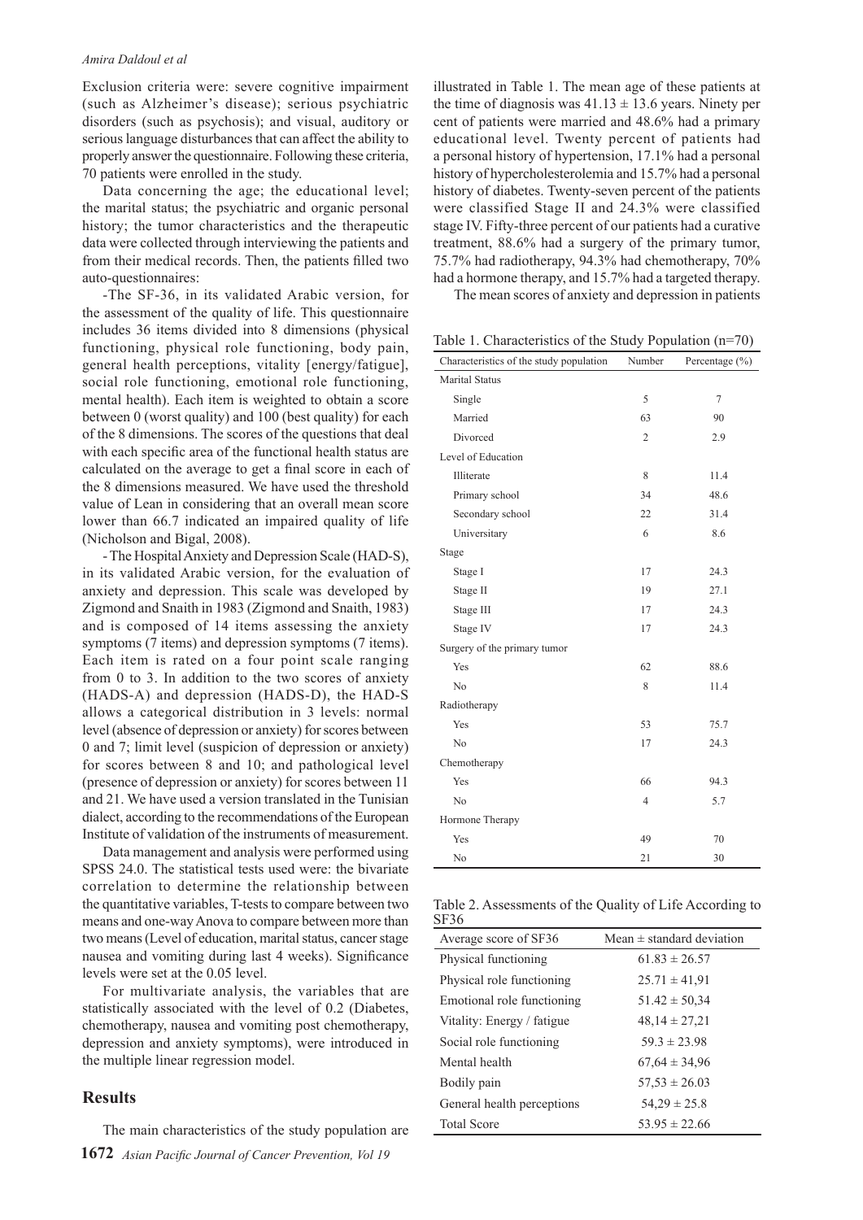Exclusion criteria were: severe cognitive impairment (such as Alzheimer's disease); serious psychiatric disorders (such as psychosis); and visual, auditory or serious language disturbances that can affect the ability to properly answer the questionnaire. Following these criteria, 70 patients were enrolled in the study.

Data concerning the age; the educational level; the marital status; the psychiatric and organic personal history; the tumor characteristics and the therapeutic data were collected through interviewing the patients and from their medical records. Then, the patients filled two auto-questionnaires:

-The SF-36, in its validated Arabic version, for the assessment of the quality of life. This questionnaire includes 36 items divided into 8 dimensions (physical functioning, physical role functioning, body pain, general health perceptions, vitality [energy/fatigue], social role functioning, emotional role functioning, mental health). Each item is weighted to obtain a score between 0 (worst quality) and 100 (best quality) for each of the 8 dimensions. The scores of the questions that deal with each specific area of the functional health status are calculated on the average to get a final score in each of the 8 dimensions measured. We have used the threshold value of Lean in considering that an overall mean score lower than 66.7 indicated an impaired quality of life (Nicholson and Bigal, 2008).

- The Hospital Anxiety and Depression Scale (HAD-S), in its validated Arabic version, for the evaluation of anxiety and depression. This scale was developed by Zigmond and Snaith in 1983 (Zigmond and Snaith, 1983) and is composed of 14 items assessing the anxiety symptoms (7 items) and depression symptoms (7 items). Each item is rated on a four point scale ranging from 0 to 3. In addition to the two scores of anxiety (HADS-A) and depression (HADS-D), the HAD-S allows a categorical distribution in 3 levels: normal level (absence of depression or anxiety) for scores between 0 and 7; limit level (suspicion of depression or anxiety) for scores between 8 and 10; and pathological level (presence of depression or anxiety) for scores between 11 and 21. We have used a version translated in the Tunisian dialect, according to the recommendations of the European Institute of validation of the instruments of measurement.

Data management and analysis were performed using SPSS 24.0. The statistical tests used were: the bivariate correlation to determine the relationship between the quantitative variables, T-tests to compare between two means and one-way Anova to compare between more than two means (Level of education, marital status, cancer stage nausea and vomiting during last 4 weeks). Significance levels were set at the 0.05 level.

For multivariate analysis, the variables that are statistically associated with the level of 0.2 (Diabetes, chemotherapy, nausea and vomiting post chemotherapy, depression and anxiety symptoms), were introduced in the multiple linear regression model.

## Results

The main characteristics of the study population are illustrated in Table 1. The mean age of these patients at the time of diagnosis was 41.13 ± 13.6 years. Ninety per cent of patients were married and 48.6% had a primary educational level. Twenty percent of patients had a personal history of hypertension, 17.1% had a personal history of hypercholesterolemia and 15.7% had a personal history of diabetes. Twenty-seven percent of the patients were classified Stage II and 24.3% were classified stage IV. Fifty-three percent of our patients had a curative treatment, 88.6% had a surgery of the primary tumor, 75.7% had radiotherapy, 94.3% had chemotherapy, 70% had a hormone therapy, and 15.7% had a targeted therapy.

The mean scores of anxiety and depression in patients

Table 1. Characteristics of the Study Population (n=70)

| Characteristics of the study population | Number | Percentage (%) |
|---|---|---|
| Marital Status | | |
| Single | 5 | 7 |
| Married | 63 | 90 |
| Divorced | 2 | 2.9 |
| Level of Education | | |
| Illiterate | 8 | 11.4 |
| Primary school | 34 | 48.6 |
| Secondary school | 22 | 31.4 |
| Universitary | 6 | 8.6 |
| Stage | | |
| Stage I | 17 | 24.3 |
| Stage II | 19 | 27.1 |
| Stage III | 17 | 24.3 |
| Stage IV | 17 | 24.3 |
| Surgery of the primary tumor | | |
| Yes | 62 | 88.6 |
| No | 8 | 11.4 |
| Radiotherapy | | |
| Yes | 53 | 75.7 |
| No | 17 | 24.3 |
| Chemotherapy | | |
| Yes | 66 | 94.3 |
| No | 4 | 5.7 |
| Hormone Therapy | | |
| Yes | 49 | 70 |
| No | 21 | 30 |

Table 2. Assessments of the Quality of Life According to SF36

| Average score of SF36 | Mean ± standard deviation |
|---|---|
| Physical functioning | 61.83 ± 26.57 |
| Physical role functioning | 25.71 ± 41,91 |
| Emotional role functioning | 51.42 ± 50,34 |
| Vitality: Energy / fatigue | 48,14 ± 27,21 |
| Social role functioning | 59.3 ± 23.98 |
| Mental health | 67,64 ± 34,96 |
| Bodily pain | 57,53 ± 26.03 |
| General health perceptions | 54,29 ± 25.8 |
| Total Score | 53.95 ± 22.66 |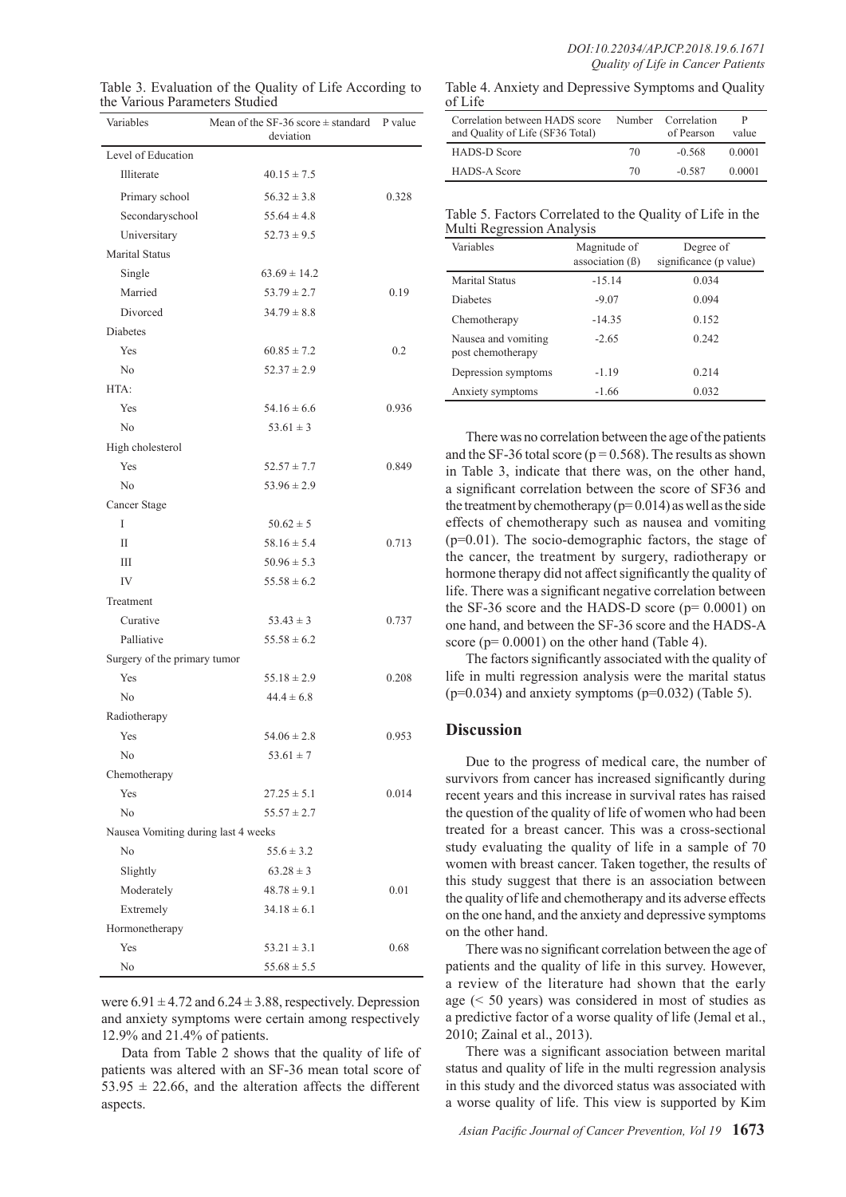Table 3. Evaluation of the Quality of Life According to the Various Parameters Studied

| Variables | Mean of the SF-36 score ± standard deviation | P value |
|---|---|---|
| Level of Education | | |
| Illiterate | 40.15 ± 7.5 | |
| Primary school | 56.32 ± 3.8 | 0.328 |
| Secondaryschool | 55.64 ± 4.8 | |
| Universitary | 52.73 ± 9.5 | |
| Marital Status | | |
| Single | 63.69 ± 14.2 | |
| Married | 53.79 ± 2.7 | 0.19 |
| Divorced | 34.79 ± 8.8 | |
| Diabetes | | |
| Yes | 60.85 ± 7.2 | 0.2 |
| No | 52.37 ± 2.9 | |
| HTA: | | |
| Yes | 54.16 ± 6.6 | 0.936 |
| No | 53.61 ± 3 | |
| High cholesterol | | |
| Yes | 52.57 ± 7.7 | 0.849 |
| No | 53.96 ± 2.9 | |
| Cancer Stage | | |
| I | 50.62 ± 5 | |
| II | 58.16 ± 5.4 | 0.713 |
| III | 50.96 ± 5.3 | |
| IV | 55.58 ± 6.2 | |
| Treatment | | |
| Curative | 53.43 ± 3 | 0.737 |
| Palliative | 55.58 ± 6.2 | |
| Surgery of the primary tumor | | |
| Yes | 55.18 ± 2.9 | 0.208 |
| No | 44.4 ± 6.8 | |
| Radiotherapy | | |
| Yes | 54.06 ± 2.8 | 0.953 |
| No | 53.61 ± 7 | |
| Chemotherapy | | |
| Yes | 27.25 ± 5.1 | 0.014 |
| No | 55.57 ± 2.7 | |
| Nausea Vomiting during last 4 weeks | | |
| No | 55.6 ± 3.2 | |
| Slightly | 63.28 ± 3 | |
| Moderately | 48.78 ± 9.1 | 0.01 |
| Extremely | 34.18 ± 6.1 | |
| Hormonetherapy | | |
| Yes | 53.21 ± 3.1 | 0.68 |
| No | 55.68 ± 5.5 | |

were 6.91 ± 4.72 and 6.24 ± 3.88, respectively. Depression and anxiety symptoms were certain among respectively 12.9% and 21.4% of patients.

Data from Table 2 shows that the quality of life of patients was altered with an SF-36 mean total score of 53.95 ± 22.66, and the alteration affects the different aspects.

Table 4. Anxiety and Depressive Symptoms and Quality of Life

| Correlation between HADS score and Quality of Life (SF36 Total) | Number | Correlation of Pearson | P value |
|---|---|---|---|
| HADS-D Score | 70 | -0.568 | 0.0001 |
| HADS-A Score | 70 | -0.587 | 0.0001 |

Table 5. Factors Correlated to the Quality of Life in the Multi Regression Analysis

| Variables | Magnitude of association (β) | Degree of significance (p value) |
|---|---|---|
| Marital Status | -15.14 | 0.034 |
| Diabetes | -9.07 | 0.094 |
| Chemotherapy | -14.35 | 0.152 |
| Nausea and vomiting post chemotherapy | -2.65 | 0.242 |
| Depression symptoms | -1.19 | 0.214 |
| Anxiety symptoms | -1.66 | 0.032 |

There was no correlation between the age of the patients and the SF-36 total score ($p = 0.568$). The results as shown in Table 3, indicate that there was, on the other hand, a significant correlation between the score of SF36 and the treatment by chemotherapy ($p = 0.014$) as well as the side effects of chemotherapy such as nausea and vomiting ($p = 0.01$). The socio-demographic factors, the stage of the cancer, the treatment by surgery, radiotherapy or hormone therapy did not affect significantly the quality of life. There was a significant negative correlation between the SF-36 score and the HADS-D score ($p = 0.0001$) on one hand, and between the SF-36 score and the HADS-A score ($p = 0.0001$) on the other hand (Table 4).

The factors significantly associated with the quality of life in multi regression analysis were the marital status ($p = 0.034$) and anxiety symptoms ($p = 0.032$) (Table 5).

## Discussion

Due to the progress of medical care, the number of survivors from cancer has increased significantly during recent years and this increase in survival rates has raised the question of the quality of life of women who had been treated for a breast cancer. This was a cross-sectional study evaluating the quality of life in a sample of 70 women with breast cancer. Taken together, the results of this study suggest that there is an association between the quality of life and chemotherapy and its adverse effects on the one hand, and the anxiety and depressive symptoms on the other hand.

There was no significant correlation between the age of patients and the quality of life in this survey. However, a review of the literature had shown that the early age (< 50 years) was considered in most of studies as a predictive factor of a worse quality of life (Jemal et al., 2010; Zainal et al., 2013).

There was a significant association between marital status and quality of life in the multi regression analysis in this study and the divorced status was associated with a worse quality of life. This view is supported by Kim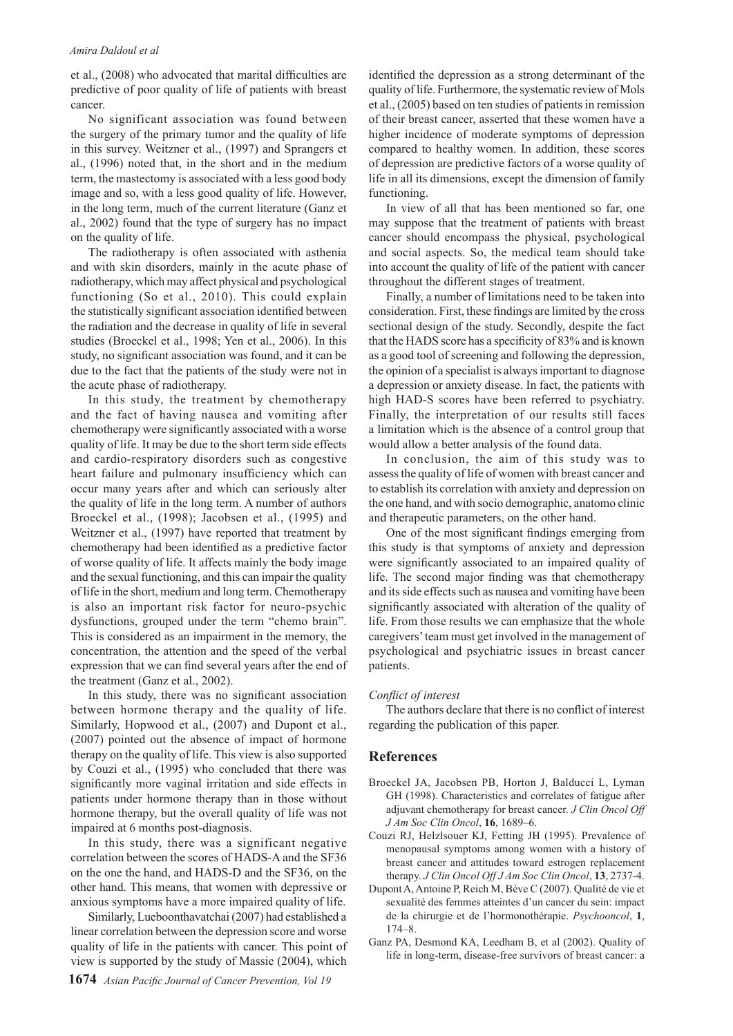et al., (2008) who advocated that marital difficulties are predictive of poor quality of life of patients with breast cancer.

No significant association was found between the surgery of the primary tumor and the quality of life in this survey. Weitzner et al., (1997) and Sprangers et al., (1996) noted that, in the short and in the medium term, the mastectomy is associated with a less good body image and so, with a less good quality of life. However, in the long term, much of the current literature (Ganz et al., 2002) found that the type of surgery has no impact on the quality of life.

The radiotherapy is often associated with asthenia and with skin disorders, mainly in the acute phase of radiotherapy, which may affect physical and psychological functioning (So et al., 2010). This could explain the statistically significant association identified between the radiation and the decrease in quality of life in several studies (Broeckel et al., 1998; Yen et al., 2006). In this study, no significant association was found, and it can be due to the fact that the patients of the study were not in the acute phase of radiotherapy.

In this study, the treatment by chemotherapy and the fact of having nausea and vomiting after chemotherapy were significantly associated with a worse quality of life. It may be due to the short term side effects and cardio-respiratory disorders such as congestive heart failure and pulmonary insufficiency which can occur many years after and which can seriously alter the quality of life in the long term. A number of authors Broeckel et al., (1998); Jacobsen et al., (1995) and Weitzner et al., (1997) have reported that treatment by chemotherapy had been identified as a predictive factor of worse quality of life. It affects mainly the body image and the sexual functioning, and this can impair the quality of life in the short, medium and long term. Chemotherapy is also an important risk factor for neuro-psychic dysfunctions, grouped under the term "chemo brain". This is considered as an impairment in the memory, the concentration, the attention and the speed of the verbal expression that we can find several years after the end of the treatment (Ganz et al., 2002).

In this study, there was no significant association between hormone therapy and the quality of life. Similarly, Hopwood et al., (2007) and Dupont et al., (2007) pointed out the absence of impact of hormone therapy on the quality of life. This view is also supported by Couzi et al., (1995) who concluded that there was significantly more vaginal irritation and side effects in patients under hormone therapy than in those without hormone therapy, but the overall quality of life was not impaired at 6 months post-diagnosis.

In this study, there was a significant negative correlation between the scores of HADS-A and the SF36 on the one the hand, and HADS-D and the SF36, on the other hand. This means, that women with depressive or anxious symptoms have a more impaired quality of life.

Similarly, Lueboonthavatchai (2007) had established a linear correlation between the depression score and worse quality of life in the patients with cancer. This point of view is supported by the study of Massie (2004), which identified the depression as a strong determinant of the quality of life. Furthermore, the systematic review of Mols et al., (2005) based on ten studies of patients in remission of their breast cancer, asserted that these women have a higher incidence of moderate symptoms of depression compared to healthy women. In addition, these scores of depression are predictive factors of a worse quality of life in all its dimensions, except the dimension of family functioning.

In view of all that has been mentioned so far, one may suppose that the treatment of patients with breast cancer should encompass the physical, psychological and social aspects. So, the medical team should take into account the quality of life of the patient with cancer throughout the different stages of treatment.

Finally, a number of limitations need to be taken into consideration. First, these findings are limited by the cross sectional design of the study. Secondly, despite the fact that the HADS score has a specificity of 83% and is known as a good tool of screening and following the depression, the opinion of a specialist is always important to diagnose a depression or anxiety disease. In fact, the patients with high HAD-S scores have been referred to psychiatry. Finally, the interpretation of our results still faces a limitation which is the absence of a control group that would allow a better analysis of the found data.

In conclusion, the aim of this study was to assess the quality of life of women with breast cancer and to establish its correlation with anxiety and depression on the one hand, and with socio demographic, anatomo clinic and therapeutic parameters, on the other hand.

One of the most significant findings emerging from this study is that symptoms of anxiety and depression were significantly associated to an impaired quality of life. The second major finding was that chemotherapy and its side effects such as nausea and vomiting have been significantly associated with alteration of the quality of life. From those results we can emphasize that the whole caregivers' team must get involved in the management of psychological and psychiatric issues in breast cancer patients.

*Conflict of interest*

The authors declare that there is no conflict of interest regarding the publication of this paper.

## References

Broeckel JA, Jacobsen PB, Horton J, Balducci L, Lyman GH (1998). Characteristics and correlates of fatigue after adjuvant chemotherapy for breast cancer. *J Clin Oncol Off J Am Soc Clin Oncol*, **16**, 1689–6.

Couzi RJ, Helzlsouer KJ, Fetting JH (1995). Prevalence of menopausal symptoms among women with a history of breast cancer and attitudes toward estrogen replacement therapy. *J Clin Oncol Off J Am Soc Clin Oncol*, **13**, 2737-4.

Dupont A, Antoine P, Reich M, Bève C (2007). Qualité de vie et sexualité des femmes atteintes d'un cancer du sein: impact de la chirurgie et de l'hormonothérapie. *Psychooncol*, **1**, 174–8.

Ganz PA, Desmond KA, Leedham B, et al (2002). Quality of life in long-term, disease-free survivors of breast cancer: a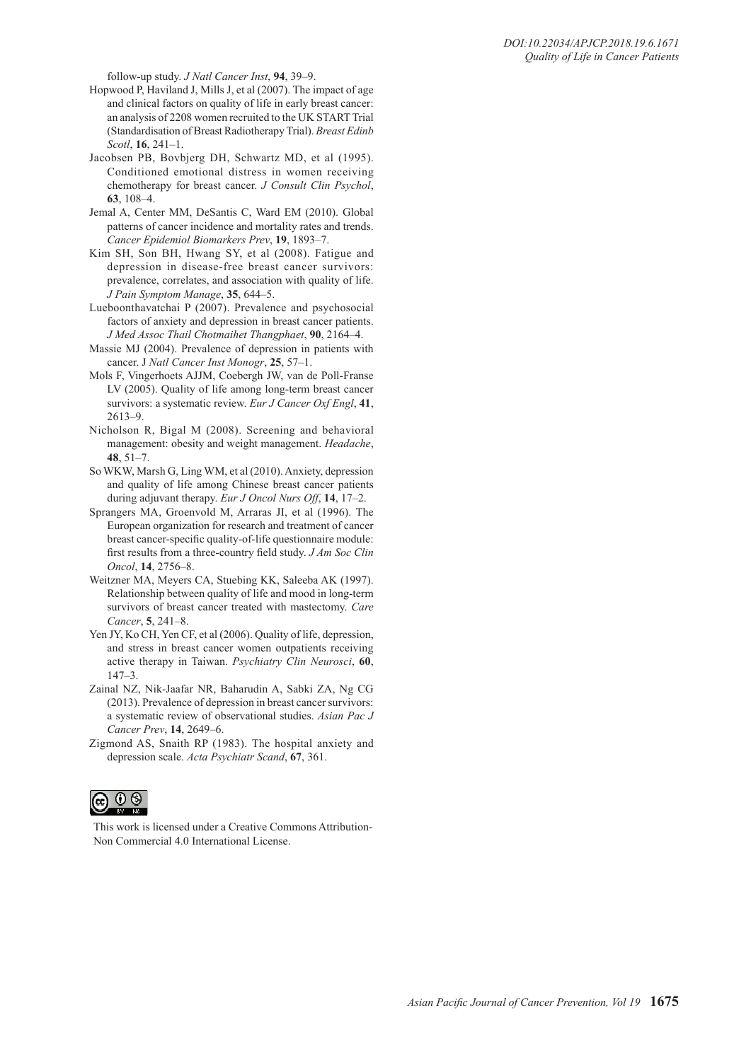follow-up study. *J Natl Cancer Inst*, **94**, 39–9.

Hopwood P, Haviland J, Mills J, et al (2007). The impact of age and clinical factors on quality of life in early breast cancer: an analysis of 2208 women recruited to the UK START Trial (Standardisation of Breast Radiotherapy Trial). *Breast Edinb Scotl*, **16**, 241–1.

Jacobsen PB, Bovbjerg DH, Schwartz MD, et al (1995). Conditioned emotional distress in women receiving chemotherapy for breast cancer. *J Consult Clin Psychol*, **63**, 108–4.

Jemal A, Center MM, DeSantis C, Ward EM (2010). Global patterns of cancer incidence and mortality rates and trends. *Cancer Epidemiol Biomarkers Prev*, **19**, 1893–7.

Kim SH, Son BH, Hwang SY, et al (2008). Fatigue and depression in disease-free breast cancer survivors: prevalence, correlates, and association with quality of life. *J Pain Symptom Manage*, **35**, 644–5.

Lueboonthavatchai P (2007). Prevalence and psychosocial factors of anxiety and depression in breast cancer patients. *J Med Assoc Thail Chotmaihet Thangphaet*, **90**, 2164–4.

Massie MJ (2004). Prevalence of depression in patients with cancer. J *Natl Cancer Inst Monogr*, **25**, 57–1.

Mols F, Vingerhoets AJJM, Coebergh JW, van de Poll-Franse LV (2005). Quality of life among long-term breast cancer survivors: a systematic review. *Eur J Cancer Oxf Engl*, **41**, 2613–9.

Nicholson R, Bigal M (2008). Screening and behavioral management: obesity and weight management. *Headache*, **48**, 51–7.

So WKW, Marsh G, Ling WM, et al (2010). Anxiety, depression and quality of life among Chinese breast cancer patients during adjuvant therapy. *Eur J Oncol Nurs Off*, **14**, 17–2.

Sprangers MA, Groenvold M, Arraras JI, et al (1996). The European organization for research and treatment of cancer breast cancer-specific quality-of-life questionnaire module: first results from a three-country field study. *J Am Soc Clin Oncol*, **14**, 2756–8.

Weitzner MA, Meyers CA, Stuebing KK, Saleeba AK (1997). Relationship between quality of life and mood in long-term survivors of breast cancer treated with mastectomy. *Care Cancer*, **5**, 241–8.

Yen JY, Ko CH, Yen CF, et al (2006). Quality of life, depression, and stress in breast cancer women outpatients receiving active therapy in Taiwan. *Psychiatry Clin Neurosci*, **60**, 147–3.

Zainal NZ, Nik-Jaafar NR, Baharudin A, Sabki ZA, Ng CG (2013). Prevalence of depression in breast cancer survivors: a systematic review of observational studies. *Asian Pac J Cancer Prev*, **14**, 2649–6.

Zigmond AS, Snaith RP (1983). The hospital anxiety and depression scale. *Acta Psychiatr Scand*, **67**, 361.

This work is licensed under a Creative Commons Attribution-Non Commercial 4.0 International License.